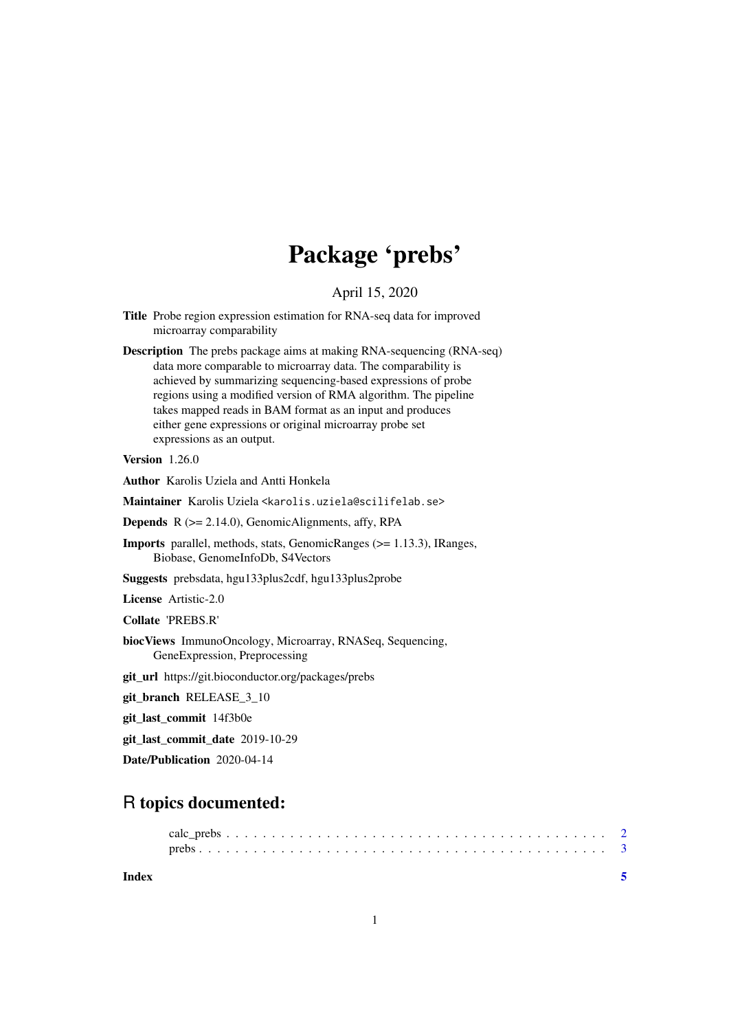# Package 'prebs'

April 15, 2020

**Title** Probe region expression estimation for RNA-seq data for improved microarray comparability

**Description** The prebs package aims at making RNA-sequencing (RNA-seq) data more comparable to microarray data. The comparability is achieved by summarizing sequencing-based expressions of probe regions using a modified version of RMA algorithm. The pipeline takes mapped reads in BAM format as an input and produces either gene expressions or original microarray probe set expressions as an output.

**Version** 1.26.0

**Author** Karolis Uziela and Antti Honkela

**Maintainer** Karolis Uziela <karolis.uziela@scilifelab.se>

**Depends** R (>= 2.14.0), GenomicAlignments, affy, RPA

**Imports** parallel, methods, stats, GenomicRanges (>= 1.13.3), IRanges, Biobase, GenomeInfoDb, S4Vectors

**Suggests** prebsdata, hgu133plus2cdf, hgu133plus2probe

**License** Artistic-2.0

**Collate** 'PREBS.R'

**biocViews** ImmunoOncology, Microarray, RNASeq, Sequencing, GeneExpression, Preprocessing

**git_url** https://git.bioconductor.org/packages/prebs

**git_branch** RELEASE_3_10

**git_last_commit** 14f3b0e

**git_last_commit_date** 2019-10-29

**Date/Publication** 2020-04-14

## R topics documented:

calc_prebs . . . . . . . . . . . . . . . . . . . . . . . . . . . . . . . . . . . . . . . . . . 2
prebs . . . . . . . . . . . . . . . . . . . . . . . . . . . . . . . . . . . . . . . . . . . . 3

**Index** 5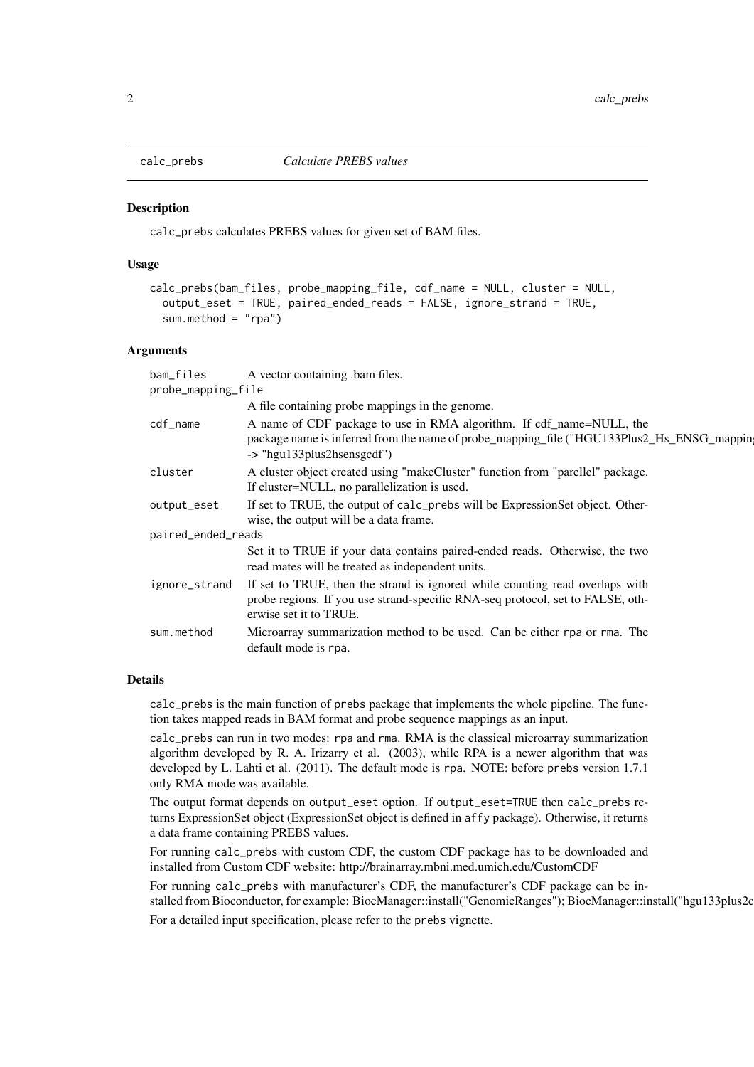# calc_prebs — *Calculate PREBS values*

## Description

calc_prebs calculates PREBS values for given set of BAM files.

## Usage

```
calc_prebs(bam_files, probe_mapping_file, cdf_name = NULL, cluster = NULL,
  output_eset = TRUE, paired_ended_reads = FALSE, ignore_strand = TRUE,
  sum.method = "rpa")
```

## Arguments

| Argument | Description |
|---|---|
| `bam_files` | A vector containing .bam files. |
| `probe_mapping_file` | A file containing probe mappings in the genome. |
| `cdf_name` | A name of CDF package to use in RMA algorithm. If cdf_name=NULL, the package name is inferred from the name of probe_mapping_file ("HGU133Plus2_Hs_ENSG_mapping -> "hgu133plus2hsensgcdf") |
| `cluster` | A cluster object created using "makeCluster" function from "parellel" package. If cluster=NULL, no parallelization is used. |
| `output_eset` | If set to TRUE, the output of `calc_prebs` will be ExpressionSet object. Otherwise, the output will be a data frame. |
| `paired_ended_reads` | Set it to TRUE if your data contains paired-ended reads. Otherwise, the two read mates will be treated as independent units. |
| `ignore_strand` | If set to TRUE, then the strand is ignored while counting read overlaps with probe regions. If you use strand-specific RNA-seq protocol, set to FALSE, otherwise set it to TRUE. |
| `sum.method` | Microarray summarization method to be used. Can be either `rpa` or `rma`. The default mode is `rpa`. |

## Details

`calc_prebs` is the main function of `prebs` package that implements the whole pipeline. The function takes mapped reads in BAM format and probe sequence mappings as an input.

`calc_prebs` can run in two modes: `rpa` and `rma`. RMA is the classical microarray summarization algorithm developed by R. A. Irizarry et al. (2003), while RPA is a newer algorithm that was developed by L. Lahti et al. (2011). The default mode is `rpa`. NOTE: before `prebs` version 1.7.1 only RMA mode was available.

The output format depends on `output_eset` option. If `output_eset=TRUE` then `calc_prebs` returns ExpressionSet object (ExpressionSet object is defined in `affy` package). Otherwise, it returns a data frame containing PREBS values.

For running `calc_prebs` with custom CDF, the custom CDF package has to be downloaded and installed from Custom CDF website: http://brainarray.mbni.med.umich.edu/CustomCDF

For running `calc_prebs` with manufacturer's CDF, the manufacturer's CDF package can be installed from Bioconductor, for example: BiocManager::install("GenomicRanges"); BiocManager::install("hgu133plus2c

For a detailed input specification, please refer to the `prebs` vignette.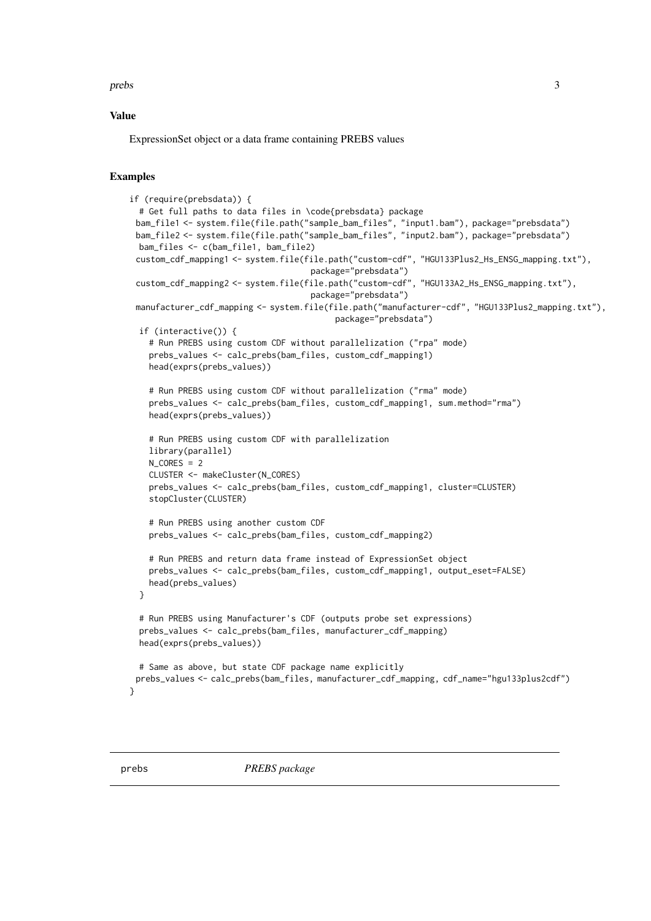## Value

ExpressionSet object or a data frame containing PREBS values

## Examples

```
if (require(prebsdata)) {
  # Get full paths to data files in \code{prebsdata} package
 bam_file1 <- system.file(file.path("sample_bam_files", "input1.bam"), package="prebsdata")
 bam_file2 <- system.file(file.path("sample_bam_files", "input2.bam"), package="prebsdata")
  bam_files <- c(bam_file1, bam_file2)
 custom_cdf_mapping1 <- system.file(file.path("custom-cdf", "HGU133Plus2_Hs_ENSG_mapping.txt"),
                                    package="prebsdata")
 custom_cdf_mapping2 <- system.file(file.path("custom-cdf", "HGU133A2_Hs_ENSG_mapping.txt"),
                                    package="prebsdata")
 manufacturer_cdf_mapping <- system.file(file.path("manufacturer-cdf", "HGU133Plus2_mapping.txt"),
                                         package="prebsdata")
  if (interactive()) {
    # Run PREBS using custom CDF without parallelization ("rpa" mode)
    prebs_values <- calc_prebs(bam_files, custom_cdf_mapping1)
    head(exprs(prebs_values))

    # Run PREBS using custom CDF without parallelization ("rma" mode)
    prebs_values <- calc_prebs(bam_files, custom_cdf_mapping1, sum.method="rma")
    head(exprs(prebs_values))

    # Run PREBS using custom CDF with parallelization
    library(parallel)
    N_CORES = 2
    CLUSTER <- makeCluster(N_CORES)
    prebs_values <- calc_prebs(bam_files, custom_cdf_mapping1, cluster=CLUSTER)
    stopCluster(CLUSTER)

    # Run PREBS using another custom CDF
    prebs_values <- calc_prebs(bam_files, custom_cdf_mapping2)

    # Run PREBS and return data frame instead of ExpressionSet object
    prebs_values <- calc_prebs(bam_files, custom_cdf_mapping1, output_eset=FALSE)
    head(prebs_values)
  }

  # Run PREBS using Manufacturer's CDF (outputs probe set expressions)
  prebs_values <- calc_prebs(bam_files, manufacturer_cdf_mapping)
  head(exprs(prebs_values))

  # Same as above, but state CDF package name explicitly
 prebs_values <- calc_prebs(bam_files, manufacturer_cdf_mapping, cdf_name="hgu133plus2cdf")
}
```

---

prebs *PREBS package*

---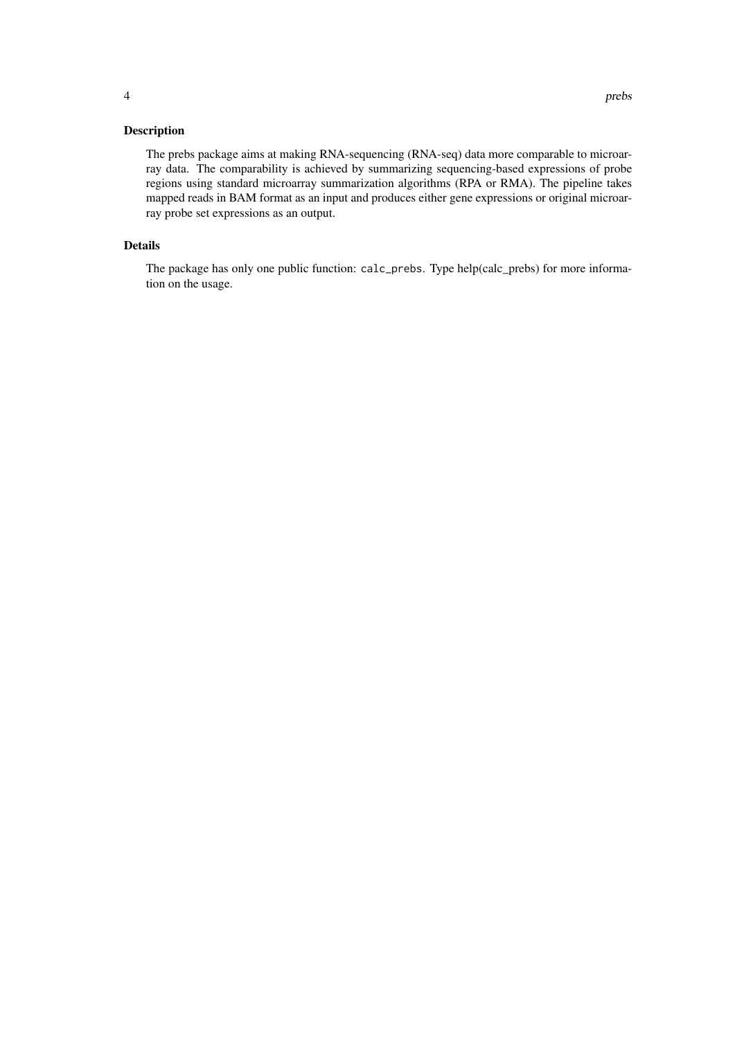## Description

The prebs package aims at making RNA-sequencing (RNA-seq) data more comparable to microarray data. The comparability is achieved by summarizing sequencing-based expressions of probe regions using standard microarray summarization algorithms (RPA or RMA). The pipeline takes mapped reads in BAM format as an input and produces either gene expressions or original microarray probe set expressions as an output.

## Details

The package has only one public function: `calc_prebs`. Type help(calc_prebs) for more information on the usage.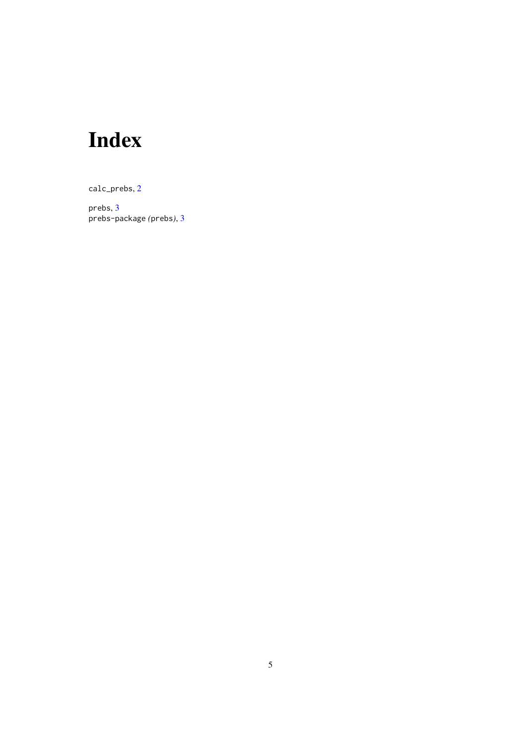# Index

calc_prebs, 2

prebs, 3
prebs-package *(*prebs*)*, 3